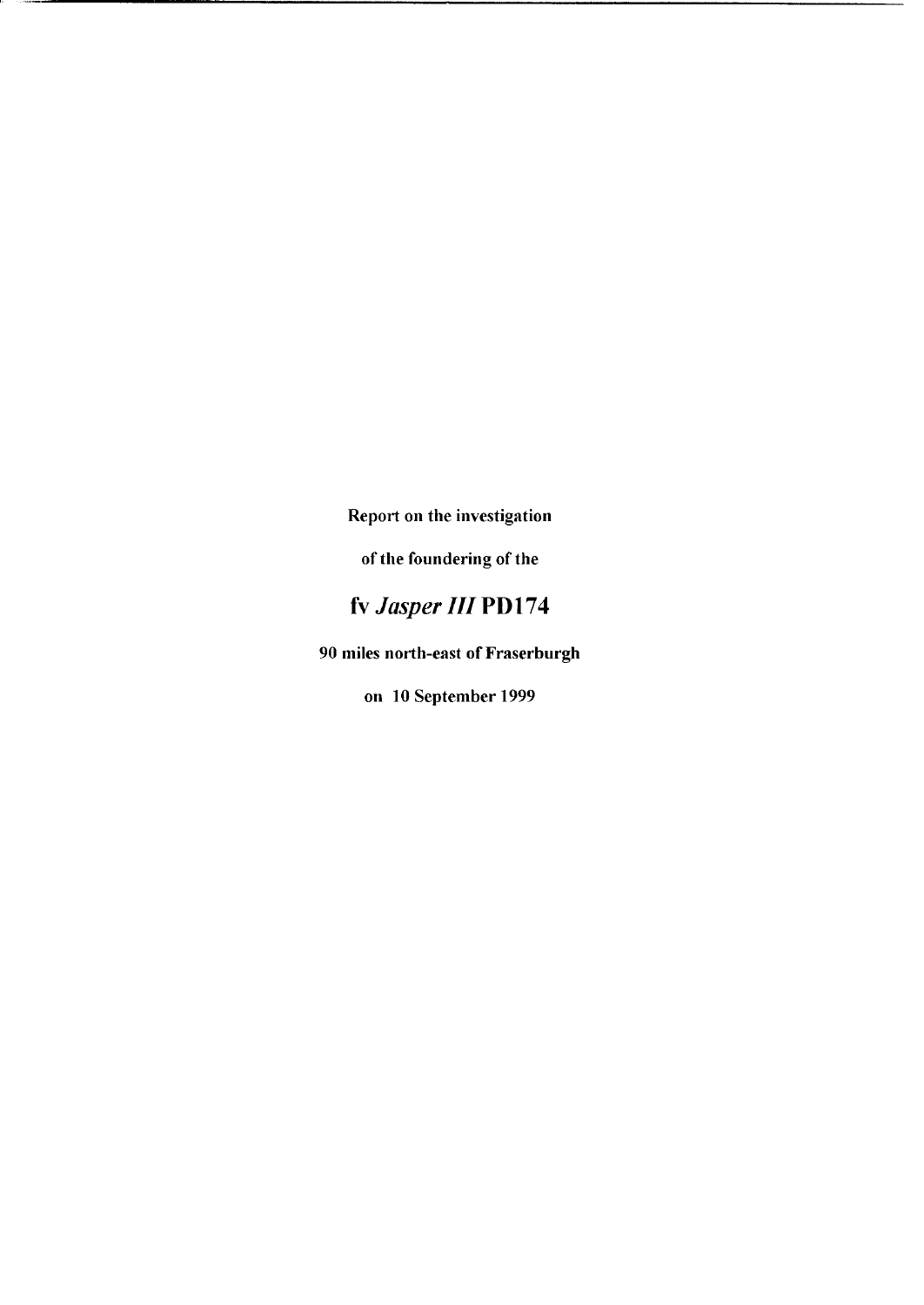Report on the investigation

of the foundering of the

# fv *Jasper III* PD174

90 miles north-east of Fraserburgh

on 10 September 1999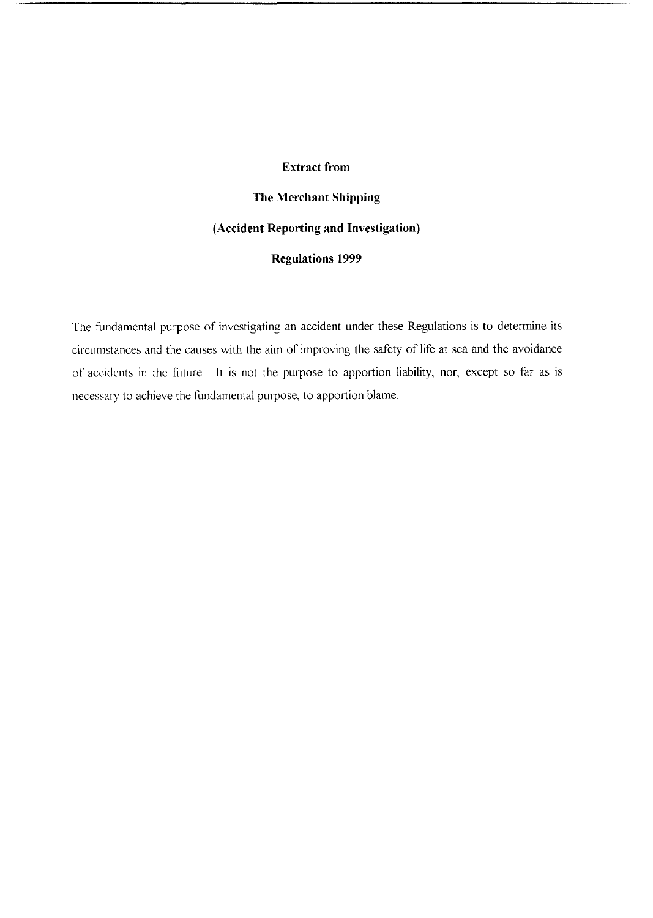**Extract from**

**The Merchant Shipping**

**(Accident Reporting and Investigation)**

**Regulations 1999**

The fundamental purpose of investigating an accident under these Regulations is to determine its circumstances and the causes with the aim of improving the safety of life at sea and the avoidance of accidents in the future. It is not the purpose to apportion liability, nor, except so far as is necessary to achieve the fundamental purpose, to apportion blame.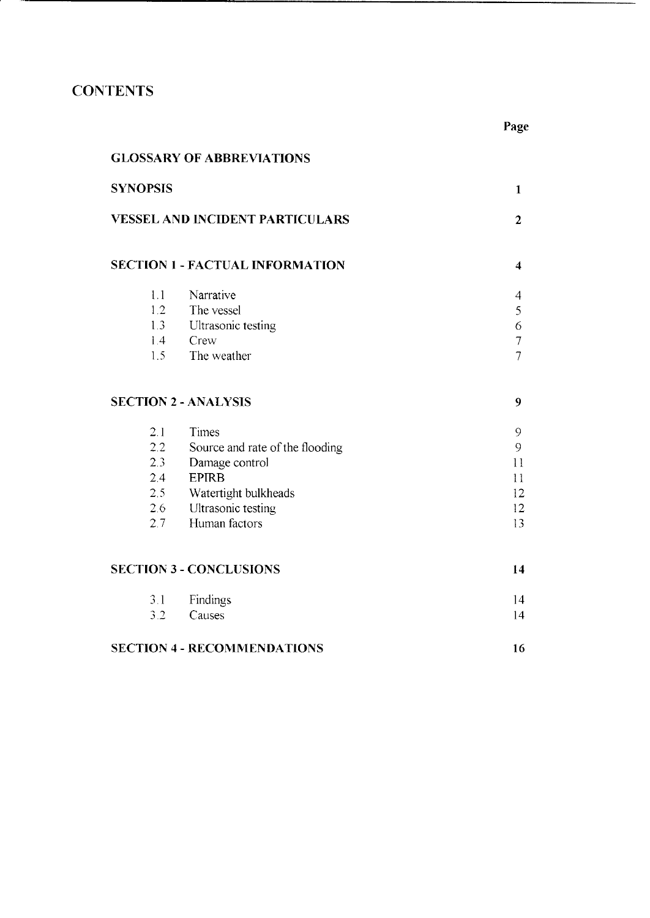# CONTENTS

| | Page |
|---|---|
| **GLOSSARY OF ABBREVIATIONS** | |
| **SYNOPSIS** | **1** |
| **VESSEL AND INCIDENT PARTICULARS** | **2** |
| **SECTION 1 - FACTUAL INFORMATION** | **4** |
| 1.1 Narrative | 4 |
| 1.2 The vessel | 5 |
| 1.3 Ultrasonic testing | 6 |
| 1.4 Crew | 7 |
| 1.5 The weather | 7 |
| **SECTION 2 - ANALYSIS** | **9** |
| 2.1 Times | 9 |
| 2.2 Source and rate of the flooding | 9 |
| 2.3 Damage control | 11 |
| 2.4 EPIRB | 11 |
| 2.5 Watertight bulkheads | 12 |
| 2.6 Ultrasonic testing | 12 |
| 2.7 Human factors | 13 |
| **SECTION 3 - CONCLUSIONS** | **14** |
| 3.1 Findings | 14 |
| 3.2 Causes | 14 |
| **SECTION 4 - RECOMMENDATIONS** | **16** |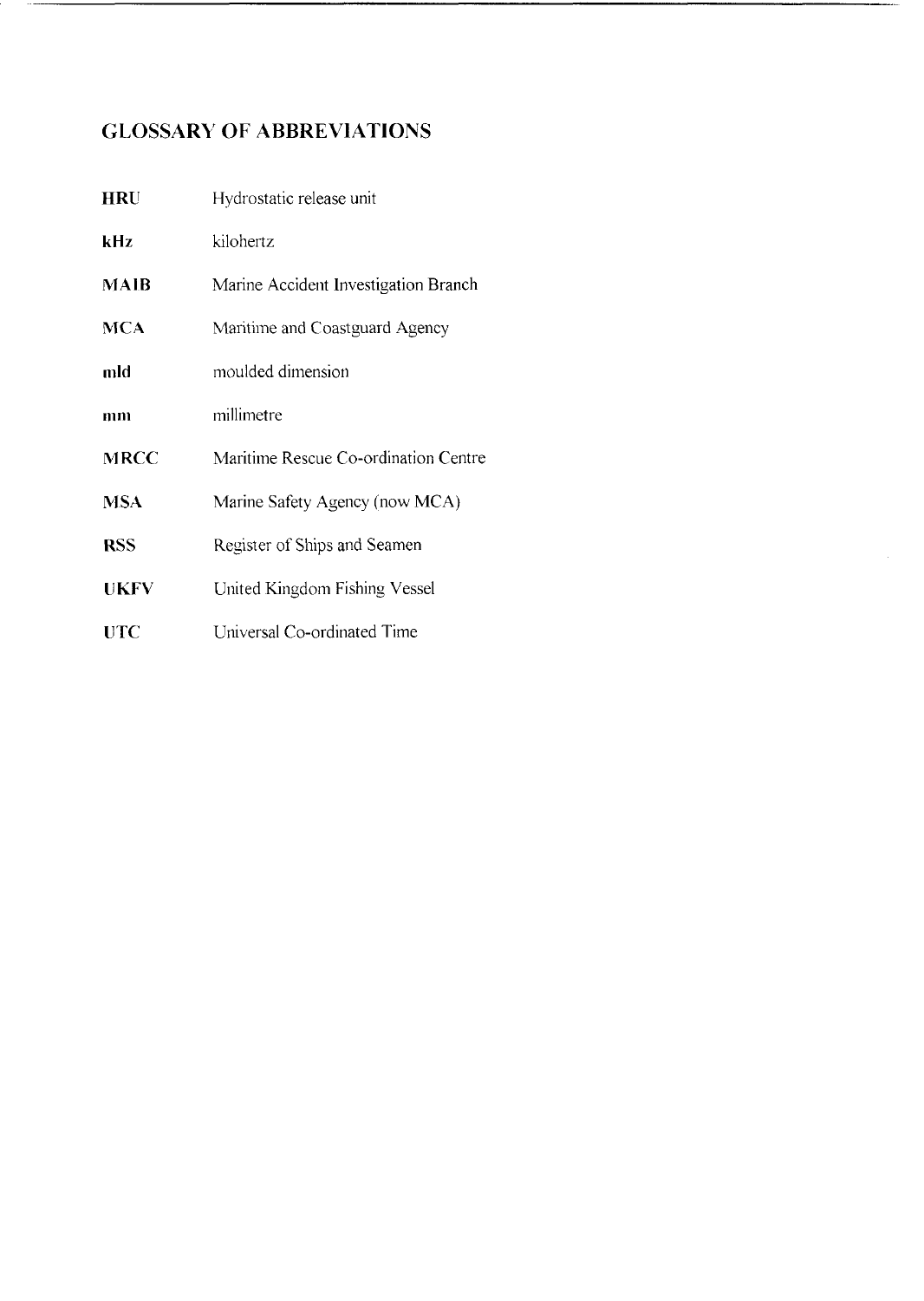## GLOSSARY OF ABBREVIATIONS

| | |
|---|---|
| **HRU** | Hydrostatic release unit |
| **kHz** | kilohertz |
| **MAIB** | Marine Accident Investigation Branch |
| **MCA** | Maritime and Coastguard Agency |
| **mld** | moulded dimension |
| **mm** | millimetre |
| **MRCC** | Maritime Rescue Co-ordination Centre |
| **MSA** | Marine Safety Agency (now MCA) |
| **RSS** | Register of Ships and Seamen |
| **UKFV** | United Kingdom Fishing Vessel |
| **UTC** | Universal Co-ordinated Time |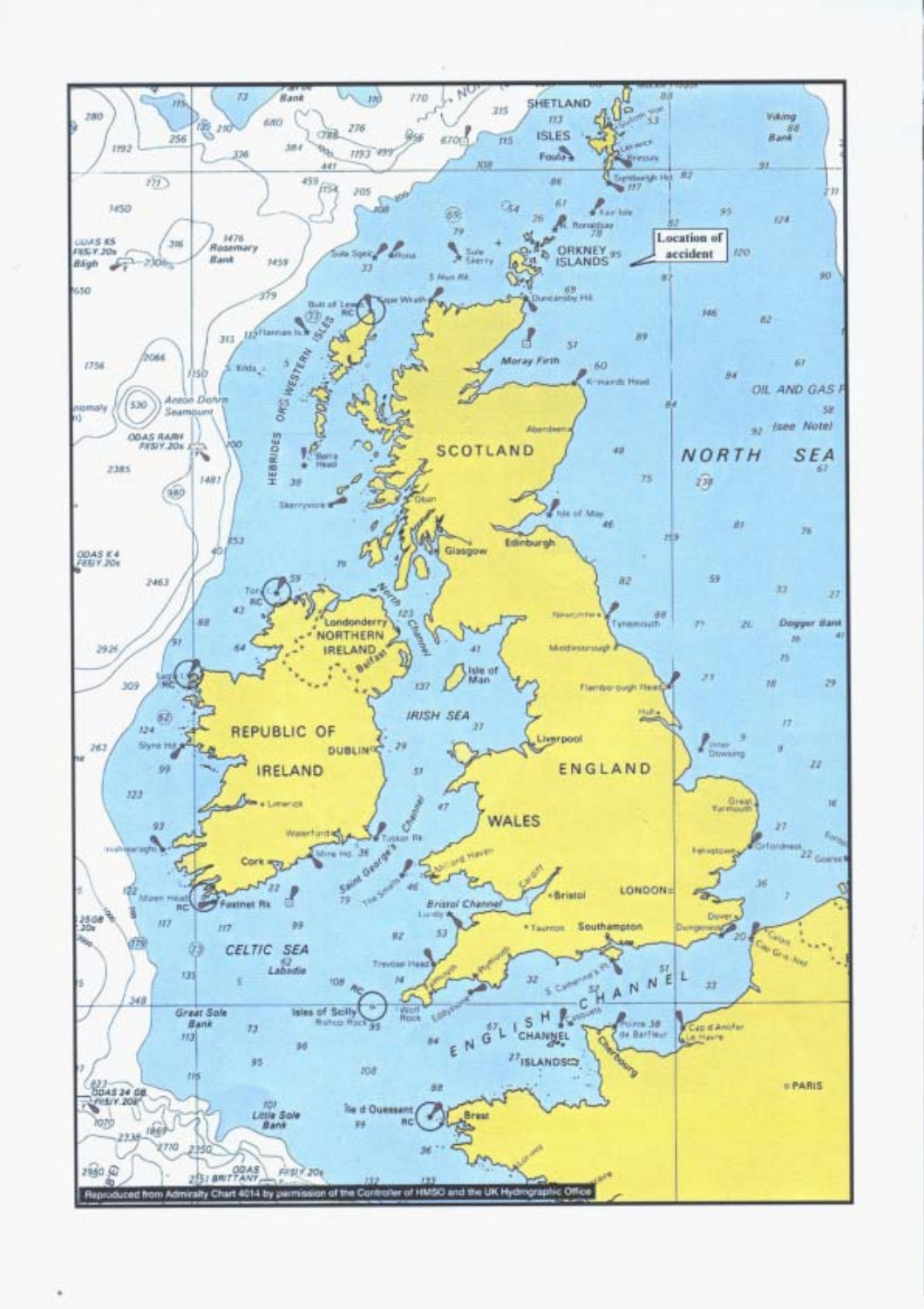Location of accident

Reproduced from Admiralty Chart 4014 by permission of the Controller of HMSO and the UK Hydrographic Office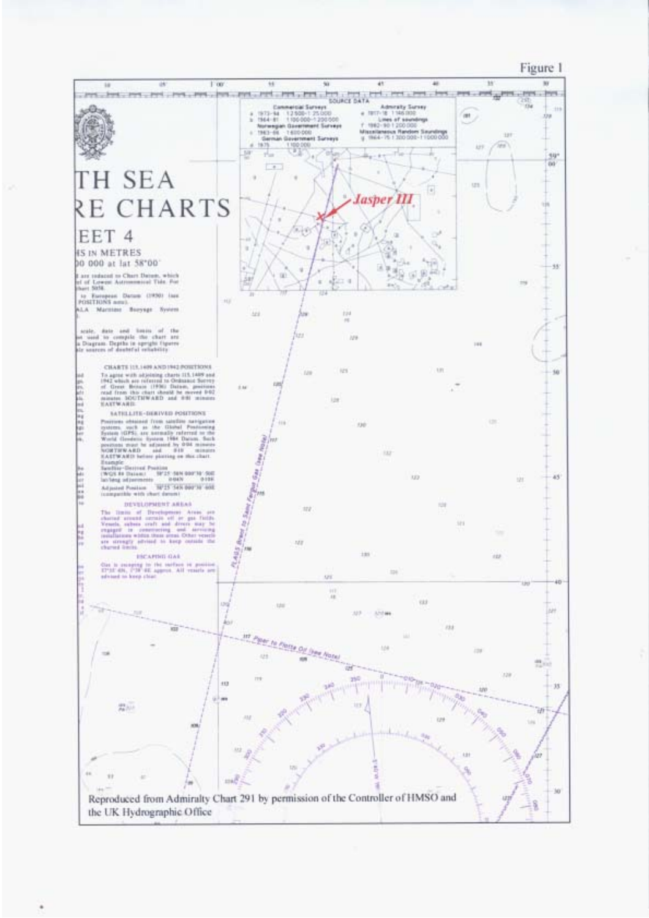Figure 1

Reproduced from Admiralty Chart 291 by permission of the Controller of HMSO and the UK Hydrographic Office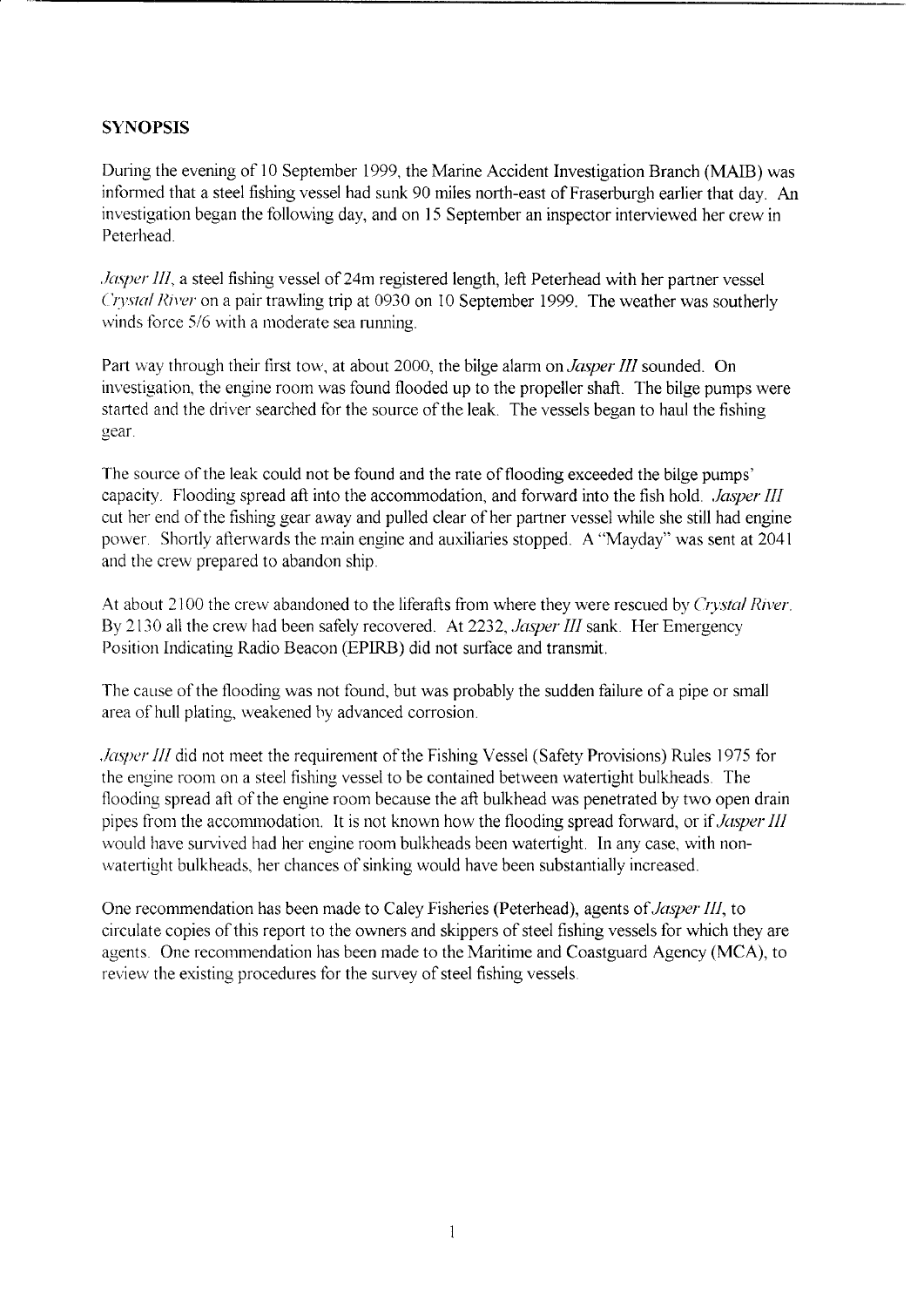## SYNOPSIS

During the evening of 10 September 1999, the Marine Accident Investigation Branch (MAIB) was informed that a steel fishing vessel had sunk 90 miles north-east of Fraserburgh earlier that day. An investigation began the following day, and on 15 September an inspector interviewed her crew in Peterhead.

*Jasper III*, a steel fishing vessel of 24m registered length, left Peterhead with her partner vessel *Crystal River* on a pair trawling trip at 0930 on 10 September 1999. The weather was southerly winds force 5/6 with a moderate sea running.

Part way through their first tow, at about 2000, the bilge alarm on *Jasper III* sounded. On investigation, the engine room was found flooded up to the propeller shaft. The bilge pumps were started and the driver searched for the source of the leak. The vessels began to haul the fishing gear.

The source of the leak could not be found and the rate of flooding exceeded the bilge pumps' capacity. Flooding spread aft into the accommodation, and forward into the fish hold. *Jasper III* cut her end of the fishing gear away and pulled clear of her partner vessel while she still had engine power. Shortly afterwards the main engine and auxiliaries stopped. A "Mayday" was sent at 2041 and the crew prepared to abandon ship.

At about 2100 the crew abandoned to the liferafts from where they were rescued by *Crystal River*. By 2130 all the crew had been safely recovered. At 2232, *Jasper III* sank. Her Emergency Position Indicating Radio Beacon (EPIRB) did not surface and transmit.

The cause of the flooding was not found, but was probably the sudden failure of a pipe or small area of hull plating, weakened by advanced corrosion.

*Jasper III* did not meet the requirement of the Fishing Vessel (Safety Provisions) Rules 1975 for the engine room on a steel fishing vessel to be contained between watertight bulkheads. The flooding spread aft of the engine room because the aft bulkhead was penetrated by two open drain pipes from the accommodation. It is not known how the flooding spread forward, or if *Jasper III* would have survived had her engine room bulkheads been watertight. In any case, with non-watertight bulkheads, her chances of sinking would have been substantially increased.

One recommendation has been made to Caley Fisheries (Peterhead), agents of *Jasper III*, to circulate copies of this report to the owners and skippers of steel fishing vessels for which they are agents. One recommendation has been made to the Maritime and Coastguard Agency (MCA), to review the existing procedures for the survey of steel fishing vessels.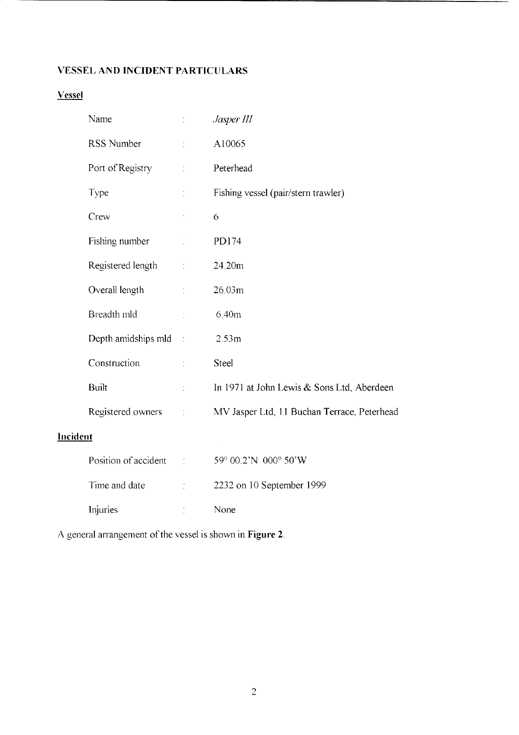# VESSEL AND INCIDENT PARTICULARS

## Vessel

| | | |
|---|---|---|
| Name | : | *Jasper III* |
| RSS Number | : | A10065 |
| Port of Registry | : | Peterhead |
| Type | : | Fishing vessel (pair/stern trawler) |
| Crew | : | 6 |
| Fishing number | : | PD174 |
| Registered length | : | 24.20m |
| Overall length | : | 26.03m |
| Breadth mld | : | 6.40m |
| Depth amidships mld | : | 2.53m |
| Construction | : | Steel |
| Built | : | In 1971 at John Lewis & Sons Ltd, Aberdeen |
| Registered owners | : | MV Jasper Ltd, 11 Buchan Terrace, Peterhead |

## Incident

| | | |
|---|---|---|
| Position of accident | : | 59° 00.2'N 000° 50'W |
| Time and date | : | 2232 on 10 September 1999 |
| Injuries | : | None |

A general arrangement of the vessel is shown in **Figure 2**.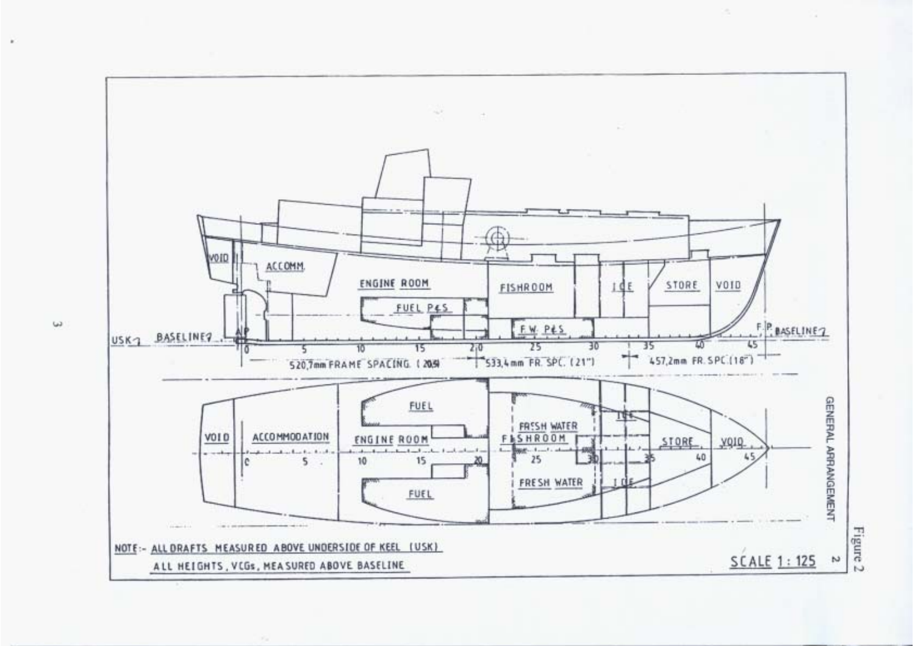VOID

ACCOMM.

ENGINE ROOM

FUEL P&S

FISHROOM

ICE

STORE

VOID

F.W. P&S

USK

BASELINE

AP

F.P.

BASELINE

0 5 10 15 20 25 30 35 40 45

520,7mm FRAME SPACING. (20.5)

533,4mm FR. SPC. (21")

457,2mm FR. SPC. (18")

VOID

ACCOMMODATION

FUEL

ENGINE ROOM

FRESH WATER

FISHROOM

ICE

STORE

VOID

FRESH WATER

ICE

FUEL

0 5 10 15 20 25 30 35 40 45

GENERAL ARRANGEMENT

NOTE:- ALL DRAFTS MEASURED ABOVE UNDERSIDE OF KEEL (USK)

ALL HEIGHTS, VCGs, MEASURED ABOVE BASELINE

SCALE 1 : 125

Figure 2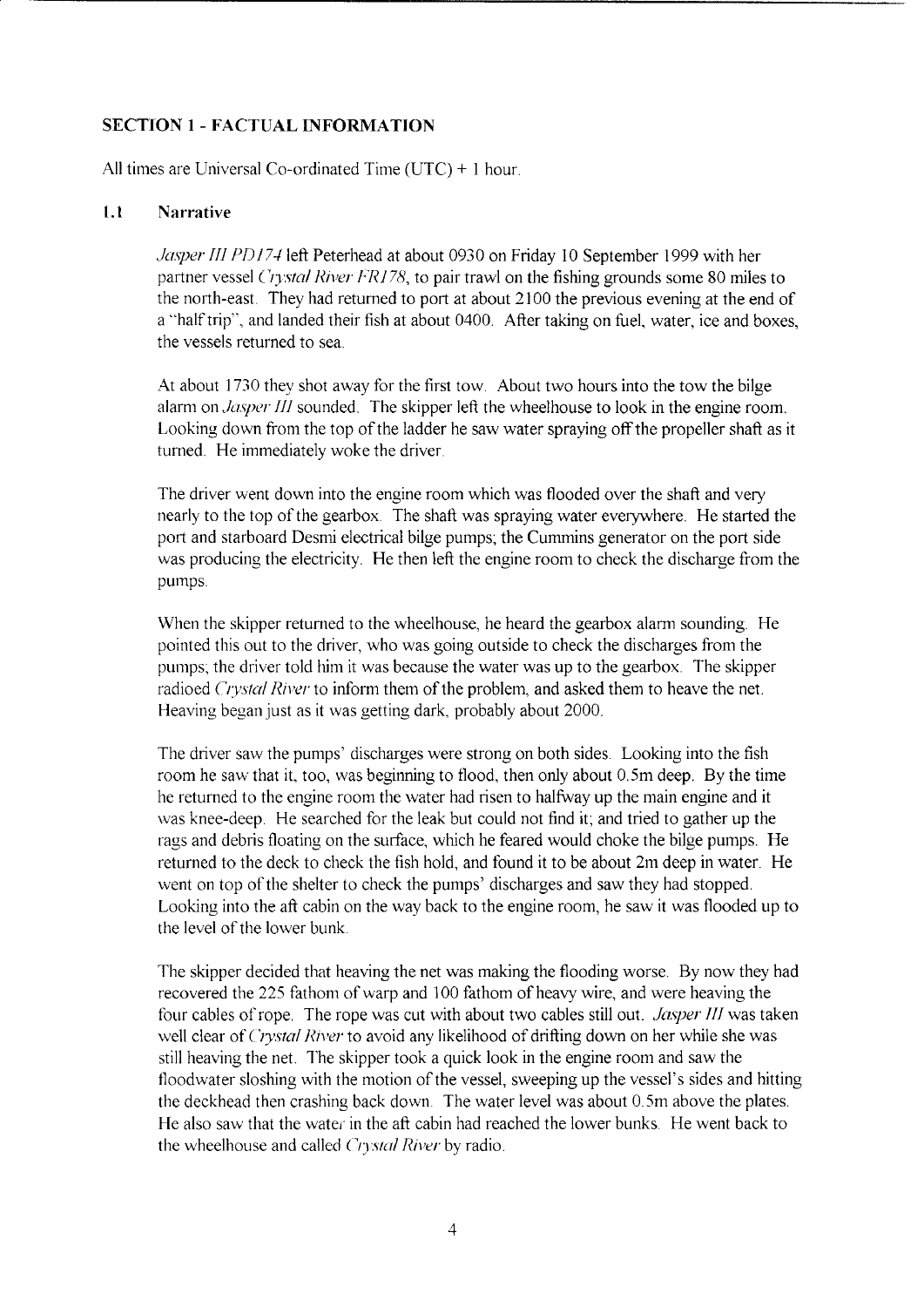## SECTION 1 - FACTUAL INFORMATION

All times are Universal Co-ordinated Time (UTC) + 1 hour.

### 1.1 Narrative

*Jasper III PD174* left Peterhead at about 0930 on Friday 10 September 1999 with her partner vessel *Crystal River FR178*, to pair trawl on the fishing grounds some 80 miles to the north-east. They had returned to port at about 2100 the previous evening at the end of a "half trip", and landed their fish at about 0400. After taking on fuel, water, ice and boxes, the vessels returned to sea.

At about 1730 they shot away for the first tow. About two hours into the tow the bilge alarm on *Jasper III* sounded. The skipper left the wheelhouse to look in the engine room. Looking down from the top of the ladder he saw water spraying off the propeller shaft as it turned. He immediately woke the driver.

The driver went down into the engine room which was flooded over the shaft and very nearly to the top of the gearbox. The shaft was spraying water everywhere. He started the port and starboard Desmi electrical bilge pumps; the Cummins generator on the port side was producing the electricity. He then left the engine room to check the discharge from the pumps.

When the skipper returned to the wheelhouse, he heard the gearbox alarm sounding. He pointed this out to the driver, who was going outside to check the discharges from the pumps; the driver told him it was because the water was up to the gearbox. The skipper radioed *Crystal River* to inform them of the problem, and asked them to heave the net. Heaving began just as it was getting dark, probably about 2000.

The driver saw the pumps' discharges were strong on both sides. Looking into the fish room he saw that it, too, was beginning to flood, then only about 0.5m deep. By the time he returned to the engine room the water had risen to halfway up the main engine and it was knee-deep. He searched for the leak but could not find it; and tried to gather up the rags and debris floating on the surface, which he feared would choke the bilge pumps. He returned to the deck to check the fish hold, and found it to be about 2m deep in water. He went on top of the shelter to check the pumps' discharges and saw they had stopped. Looking into the aft cabin on the way back to the engine room, he saw it was flooded up to the level of the lower bunk.

The skipper decided that heaving the net was making the flooding worse. By now they had recovered the 225 fathom of warp and 100 fathom of heavy wire, and were heaving the four cables of rope. The rope was cut with about two cables still out. *Jasper III* was taken well clear of *Crystal River* to avoid any likelihood of drifting down on her while she was still heaving the net. The skipper took a quick look in the engine room and saw the floodwater sloshing with the motion of the vessel, sweeping up the vessel's sides and hitting the deckhead then crashing back down. The water level was about 0.5m above the plates. He also saw that the water in the aft cabin had reached the lower bunks. He went back to the wheelhouse and called *Crystal River* by radio.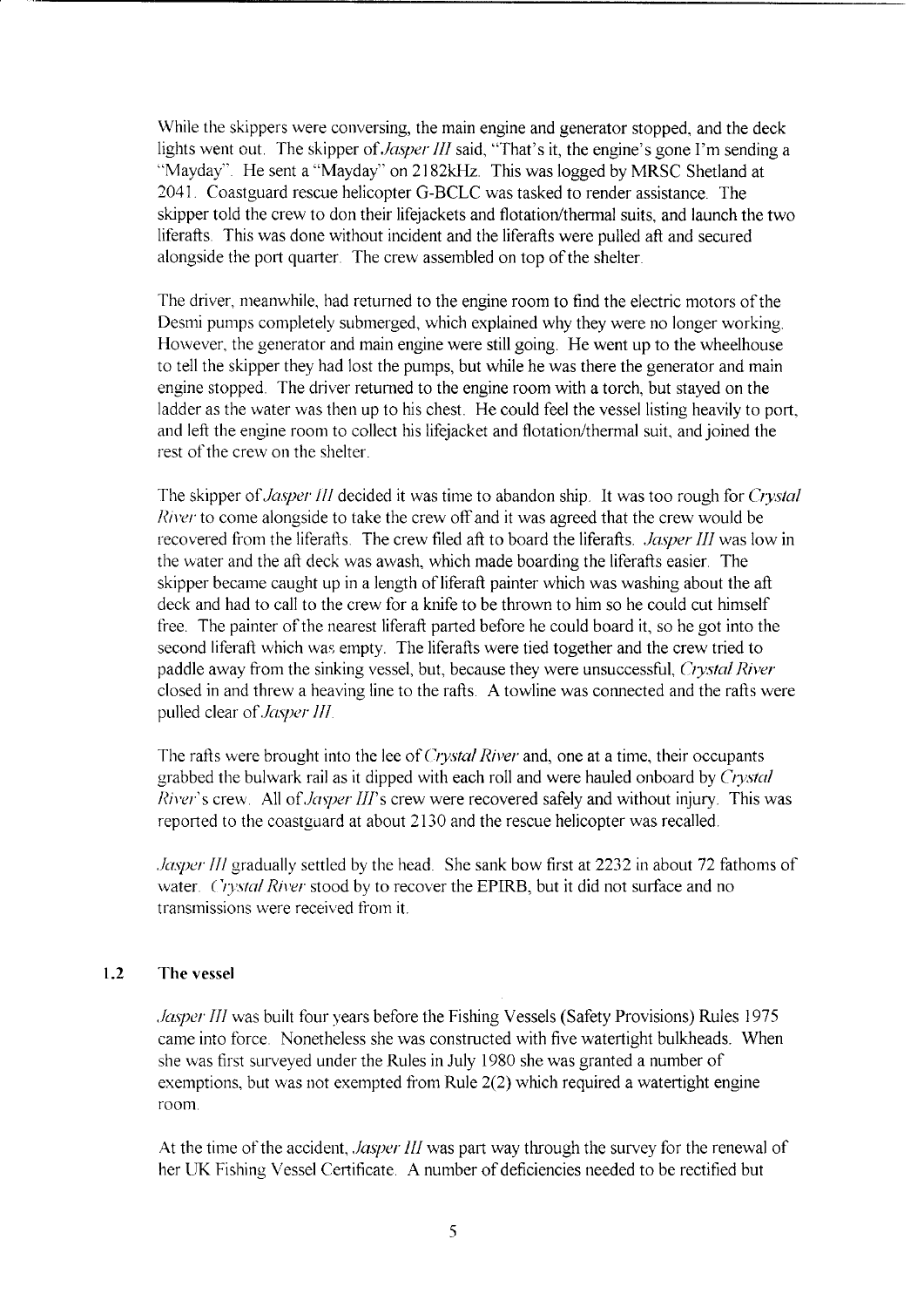While the skippers were conversing, the main engine and generator stopped, and the deck lights went out. The skipper of *Jasper III* said, "That's it, the engine's gone I'm sending a "Mayday". He sent a "Mayday" on 2182kHz. This was logged by MRSC Shetland at 2041. Coastguard rescue helicopter G-BCLC was tasked to render assistance. The skipper told the crew to don their lifejackets and flotation/thermal suits, and launch the two liferafts. This was done without incident and the liferafts were pulled aft and secured alongside the port quarter. The crew assembled on top of the shelter.

The driver, meanwhile, had returned to the engine room to find the electric motors of the Desmi pumps completely submerged, which explained why they were no longer working. However, the generator and main engine were still going. He went up to the wheelhouse to tell the skipper they had lost the pumps, but while he was there the generator and main engine stopped. The driver returned to the engine room with a torch, but stayed on the ladder as the water was then up to his chest. He could feel the vessel listing heavily to port, and left the engine room to collect his lifejacket and flotation/thermal suit, and joined the rest of the crew on the shelter.

The skipper of *Jasper III* decided it was time to abandon ship. It was too rough for *Crystal River* to come alongside to take the crew off and it was agreed that the crew would be recovered from the liferafts. The crew filed aft to board the liferafts. *Jasper III* was low in the water and the aft deck was awash, which made boarding the liferafts easier. The skipper became caught up in a length of liferaft painter which was washing about the aft deck and had to call to the crew for a knife to be thrown to him so he could cut himself free. The painter of the nearest liferaft parted before he could board it, so he got into the second liferaft which was empty. The liferafts were tied together and the crew tried to paddle away from the sinking vessel, but, because they were unsuccessful, *Crystal River* closed in and threw a heaving line to the rafts. A towline was connected and the rafts were pulled clear of *Jasper III*.

The rafts were brought into the lee of *Crystal River* and, one at a time, their occupants grabbed the bulwark rail as it dipped with each roll and were hauled onboard by *Crystal River*'s crew. All of *Jasper III*'s crew were recovered safely and without injury. This was reported to the coastguard at about 2130 and the rescue helicopter was recalled.

*Jasper III* gradually settled by the head. She sank bow first at 2232 in about 72 fathoms of water. *Crystal River* stood by to recover the EPIRB, but it did not surface and no transmissions were received from it.

## 1.2 The vessel

*Jasper III* was built four years before the Fishing Vessels (Safety Provisions) Rules 1975 came into force. Nonetheless she was constructed with five watertight bulkheads. When she was first surveyed under the Rules in July 1980 she was granted a number of exemptions, but was not exempted from Rule 2(2) which required a watertight engine room.

At the time of the accident, *Jasper III* was part way through the survey for the renewal of her UK Fishing Vessel Certificate. A number of deficiencies needed to be rectified but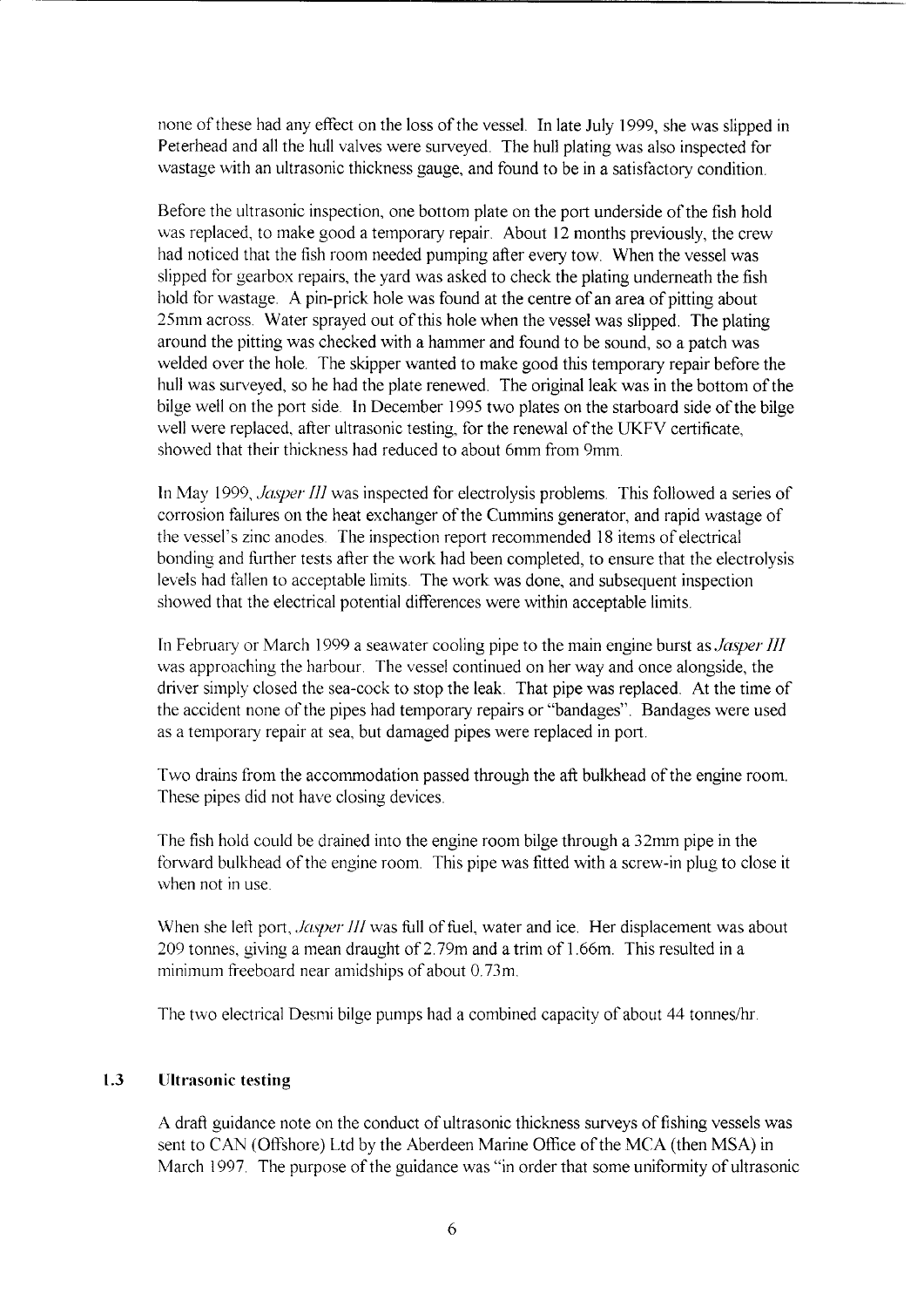none of these had any effect on the loss of the vessel. In late July 1999, she was slipped in Peterhead and all the hull valves were surveyed. The hull plating was also inspected for wastage with an ultrasonic thickness gauge, and found to be in a satisfactory condition.

Before the ultrasonic inspection, one bottom plate on the port underside of the fish hold was replaced, to make good a temporary repair. About 12 months previously, the crew had noticed that the fish room needed pumping after every tow. When the vessel was slipped for gearbox repairs, the yard was asked to check the plating underneath the fish hold for wastage. A pin-prick hole was found at the centre of an area of pitting about 25mm across. Water sprayed out of this hole when the vessel was slipped. The plating around the pitting was checked with a hammer and found to be sound, so a patch was welded over the hole. The skipper wanted to make good this temporary repair before the hull was surveyed, so he had the plate renewed. The original leak was in the bottom of the bilge well on the port side. In December 1995 two plates on the starboard side of the bilge well were replaced, after ultrasonic testing, for the renewal of the UKFV certificate, showed that their thickness had reduced to about 6mm from 9mm.

In May 1999, *Jasper III* was inspected for electrolysis problems. This followed a series of corrosion failures on the heat exchanger of the Cummins generator, and rapid wastage of the vessel's zinc anodes. The inspection report recommended 18 items of electrical bonding and further tests after the work had been completed, to ensure that the electrolysis levels had fallen to acceptable limits. The work was done, and subsequent inspection showed that the electrical potential differences were within acceptable limits.

In February or March 1999 a seawater cooling pipe to the main engine burst as *Jasper III* was approaching the harbour. The vessel continued on her way and once alongside, the driver simply closed the sea-cock to stop the leak. That pipe was replaced. At the time of the accident none of the pipes had temporary repairs or "bandages". Bandages were used as a temporary repair at sea, but damaged pipes were replaced in port.

Two drains from the accommodation passed through the aft bulkhead of the engine room. These pipes did not have closing devices.

The fish hold could be drained into the engine room bilge through a 32mm pipe in the forward bulkhead of the engine room. This pipe was fitted with a screw-in plug to close it when not in use.

When she left port, *Jasper III* was full of fuel, water and ice. Her displacement was about 209 tonnes, giving a mean draught of 2.79m and a trim of 1.66m. This resulted in a minimum freeboard near amidships of about 0.73m.

The two electrical Desmi bilge pumps had a combined capacity of about 44 tonnes/hr.

## 1.3 Ultrasonic testing

A draft guidance note on the conduct of ultrasonic thickness surveys of fishing vessels was sent to CAN (Offshore) Ltd by the Aberdeen Marine Office of the MCA (then MSA) in March 1997. The purpose of the guidance was "in order that some uniformity of ultrasonic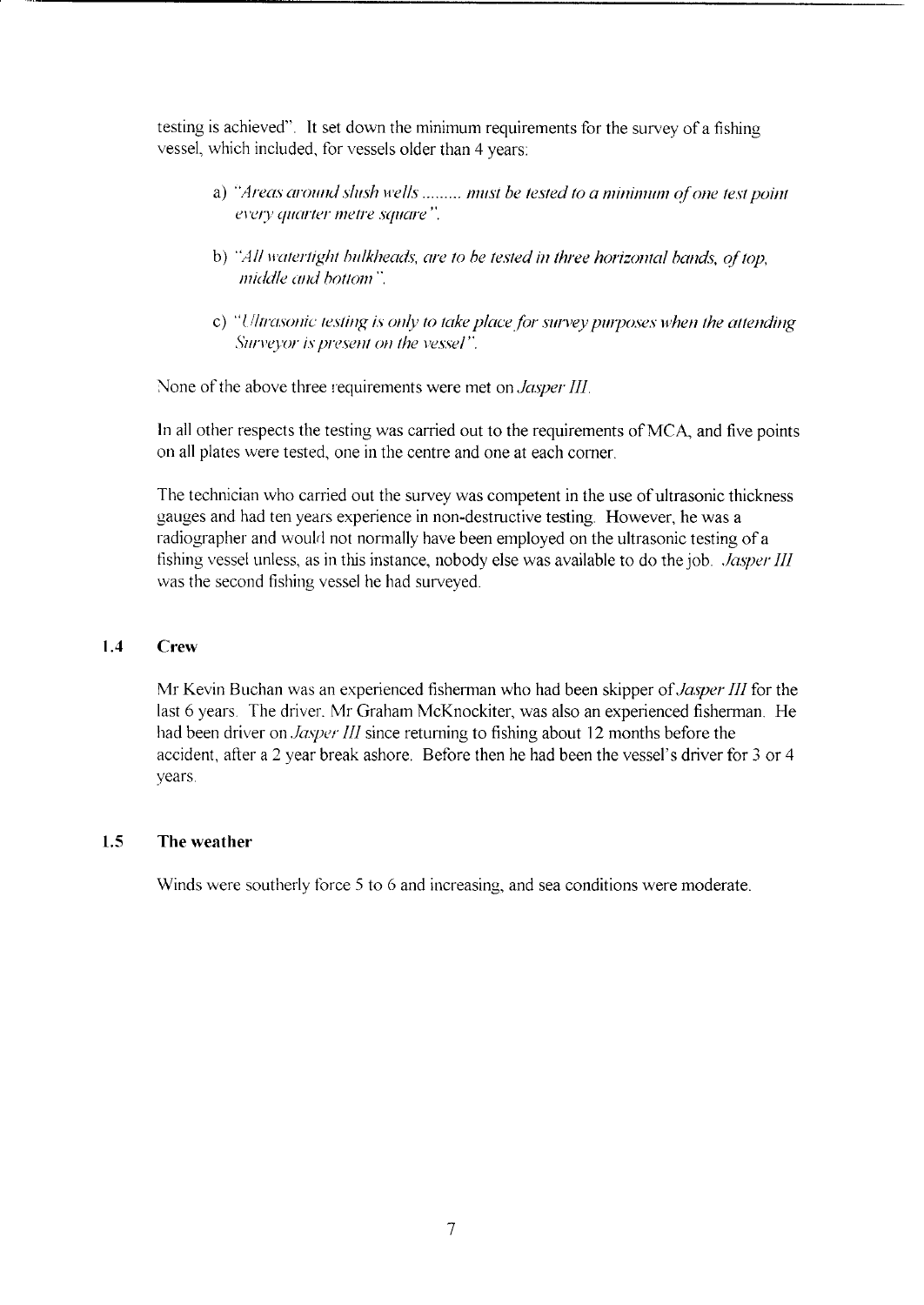testing is achieved". It set down the minimum requirements for the survey of a fishing vessel, which included, for vessels older than 4 years:

a) *"Areas around slush wells ......... must be tested to a minimum of one test point every quarter metre square".*

b) *"All watertight bulkheads, are to be tested in three horizontal bands, of top, middle and bottom".*

c) *"Ultrasonic testing is only to take place for survey purposes when the attending Surveyor is present on the vessel".*

None of the above three requirements were met on *Jasper III*.

In all other respects the testing was carried out to the requirements of MCA, and five points on all plates were tested, one in the centre and one at each corner.

The technician who carried out the survey was competent in the use of ultrasonic thickness gauges and had ten years experience in non-destructive testing. However, he was a radiographer and would not normally have been employed on the ultrasonic testing of a fishing vessel unless, as in this instance, nobody else was available to do the job. *Jasper III* was the second fishing vessel he had surveyed.

## 1.4 Crew

Mr Kevin Buchan was an experienced fisherman who had been skipper of *Jasper III* for the last 6 years. The driver, Mr Graham McKnockiter, was also an experienced fisherman. He had been driver on *Jasper III* since returning to fishing about 12 months before the accident, after a 2 year break ashore. Before then he had been the vessel's driver for 3 or 4 years.

## 1.5 The weather

Winds were southerly force 5 to 6 and increasing, and sea conditions were moderate.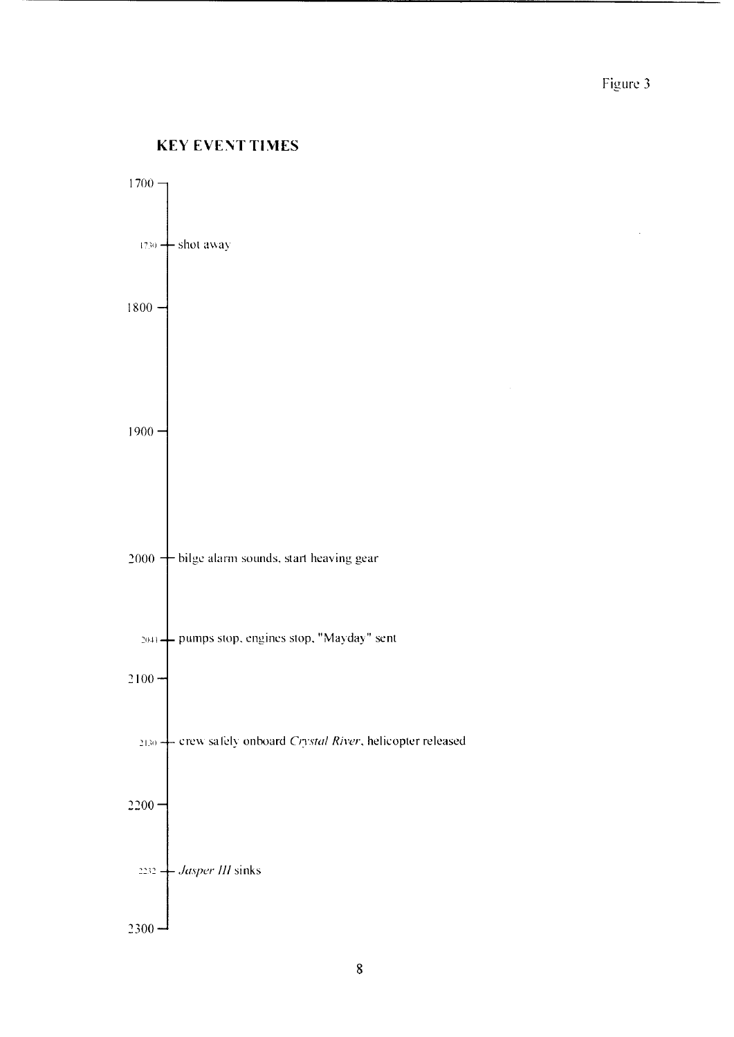Figure 3

## KEY EVENT TIMES

| Time | Event |
|---|---|
| 1700 | |
| 1730 | shot away |
| 1800 | |
| 1900 | |
| 2000 | bilge alarm sounds, start heaving gear |
| 2041 | pumps stop, engines stop, "Mayday" sent |
| 2100 | |
| 2130 | crew safely onboard *Crystal River*, helicopter released |
| 2200 | |
| 2232 | *Jasper III* sinks |
| 2300 | |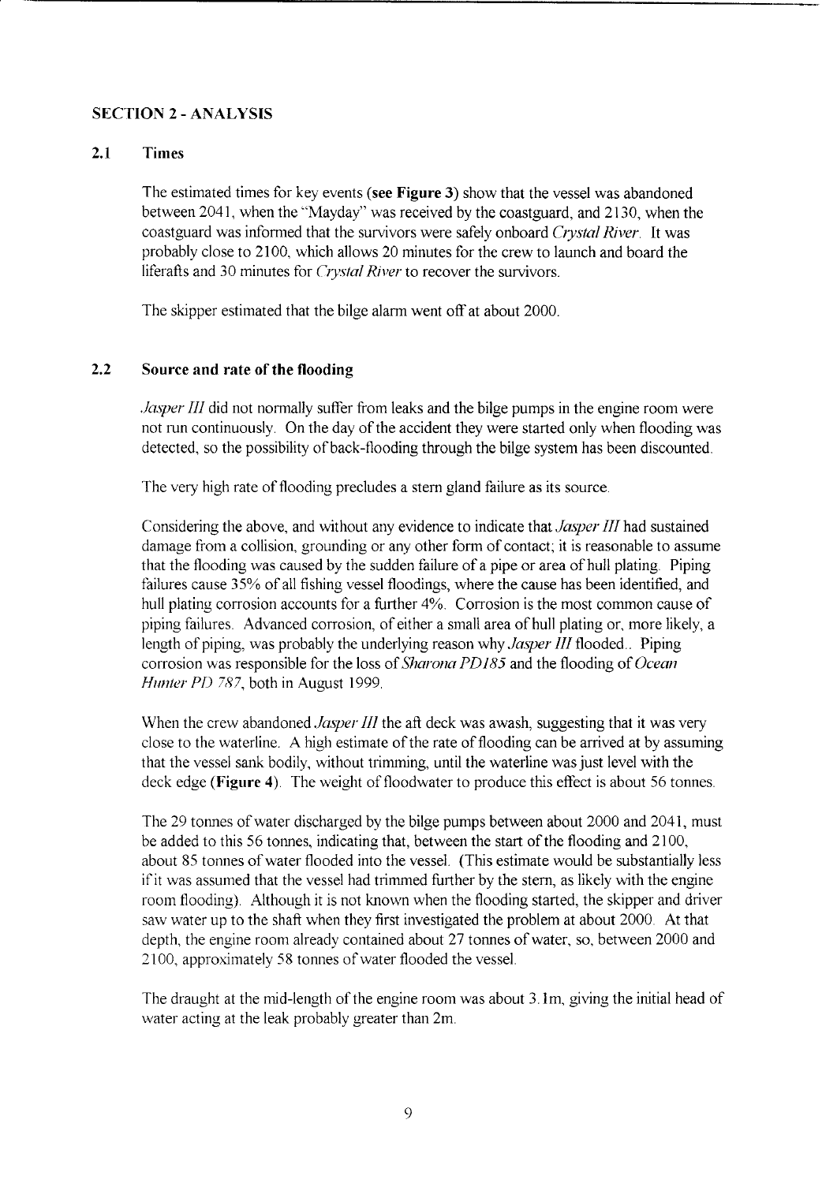## SECTION 2 - ANALYSIS

### 2.1 Times

The estimated times for key events (**see Figure 3**) show that the vessel was abandoned between 2041, when the "Mayday" was received by the coastguard, and 2130, when the coastguard was informed that the survivors were safely onboard *Crystal River*. It was probably close to 2100, which allows 20 minutes for the crew to launch and board the liferafts and 30 minutes for *Crystal River* to recover the survivors.

The skipper estimated that the bilge alarm went off at about 2000.

### 2.2 Source and rate of the flooding

*Jasper III* did not normally suffer from leaks and the bilge pumps in the engine room were not run continuously. On the day of the accident they were started only when flooding was detected, so the possibility of back-flooding through the bilge system has been discounted.

The very high rate of flooding precludes a stern gland failure as its source.

Considering the above, and without any evidence to indicate that *Jasper III* had sustained damage from a collision, grounding or any other form of contact; it is reasonable to assume that the flooding was caused by the sudden failure of a pipe or area of hull plating. Piping failures cause 35% of all fishing vessel floodings, where the cause has been identified, and hull plating corrosion accounts for a further 4%. Corrosion is the most common cause of piping failures. Advanced corrosion, of either a small area of hull plating or, more likely, a length of piping, was probably the underlying reason why *Jasper III* flooded.. Piping corrosion was responsible for the loss of *Sharona PD185* and the flooding of *Ocean Hunter PD 787*, both in August 1999.

When the crew abandoned *Jasper III* the aft deck was awash, suggesting that it was very close to the waterline. A high estimate of the rate of flooding can be arrived at by assuming that the vessel sank bodily, without trimming, until the waterline was just level with the deck edge (**Figure 4**). The weight of floodwater to produce this effect is about 56 tonnes.

The 29 tonnes of water discharged by the bilge pumps between about 2000 and 2041, must be added to this 56 tonnes, indicating that, between the start of the flooding and 2100, about 85 tonnes of water flooded into the vessel. (This estimate would be substantially less if it was assumed that the vessel had trimmed further by the stern, as likely with the engine room flooding). Although it is not known when the flooding started, the skipper and driver saw water up to the shaft when they first investigated the problem at about 2000. At that depth, the engine room already contained about 27 tonnes of water, so, between 2000 and 2100, approximately 58 tonnes of water flooded the vessel.

The draught at the mid-length of the engine room was about 3.1m, giving the initial head of water acting at the leak probably greater than 2m.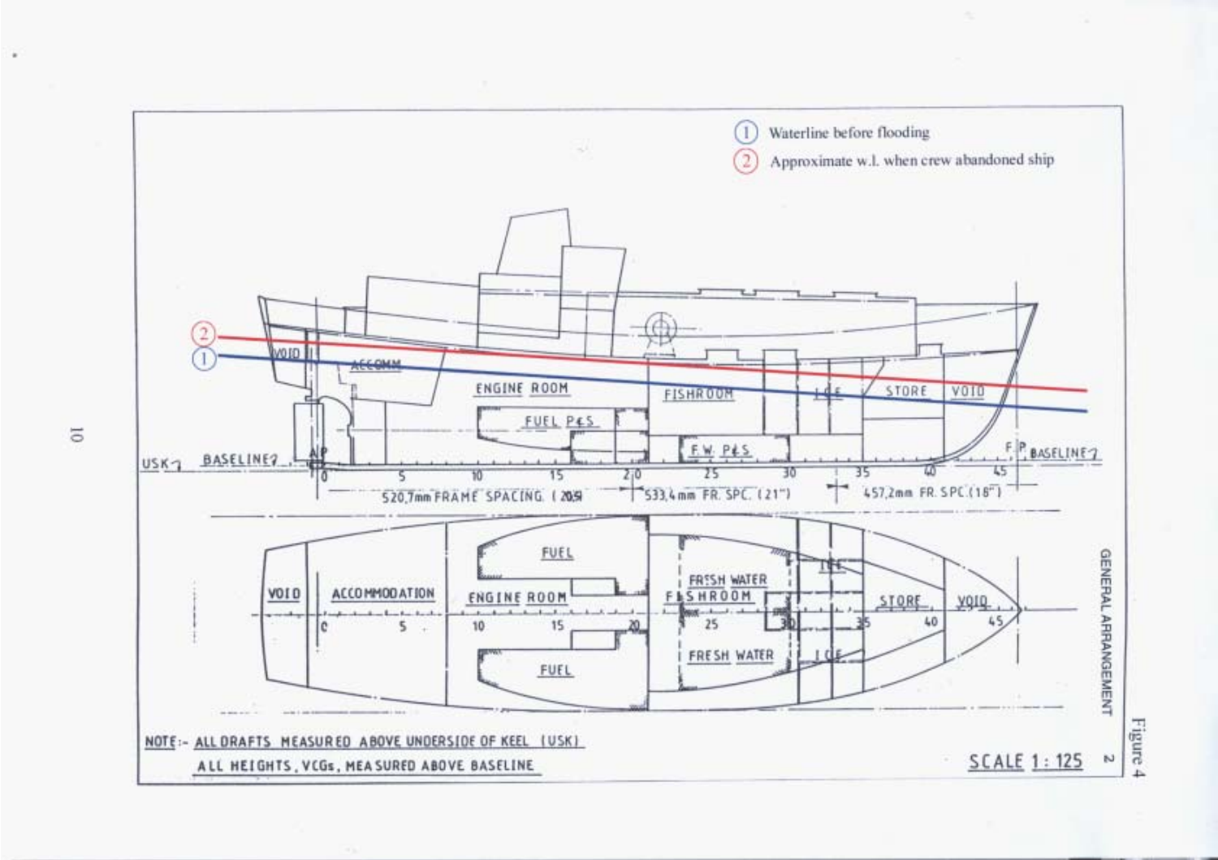1 Waterline before flooding

2 Approximate w.l. when crew abandoned ship

NOTE:- ALL DRAFTS MEASURED ABOVE UNDERSIDE OF KEEL (USK)

ALL HEIGHTS, VCGs, MEASURED ABOVE BASELINE

SCALE 1 : 125

GENERAL ARRANGEMENT

Figure 4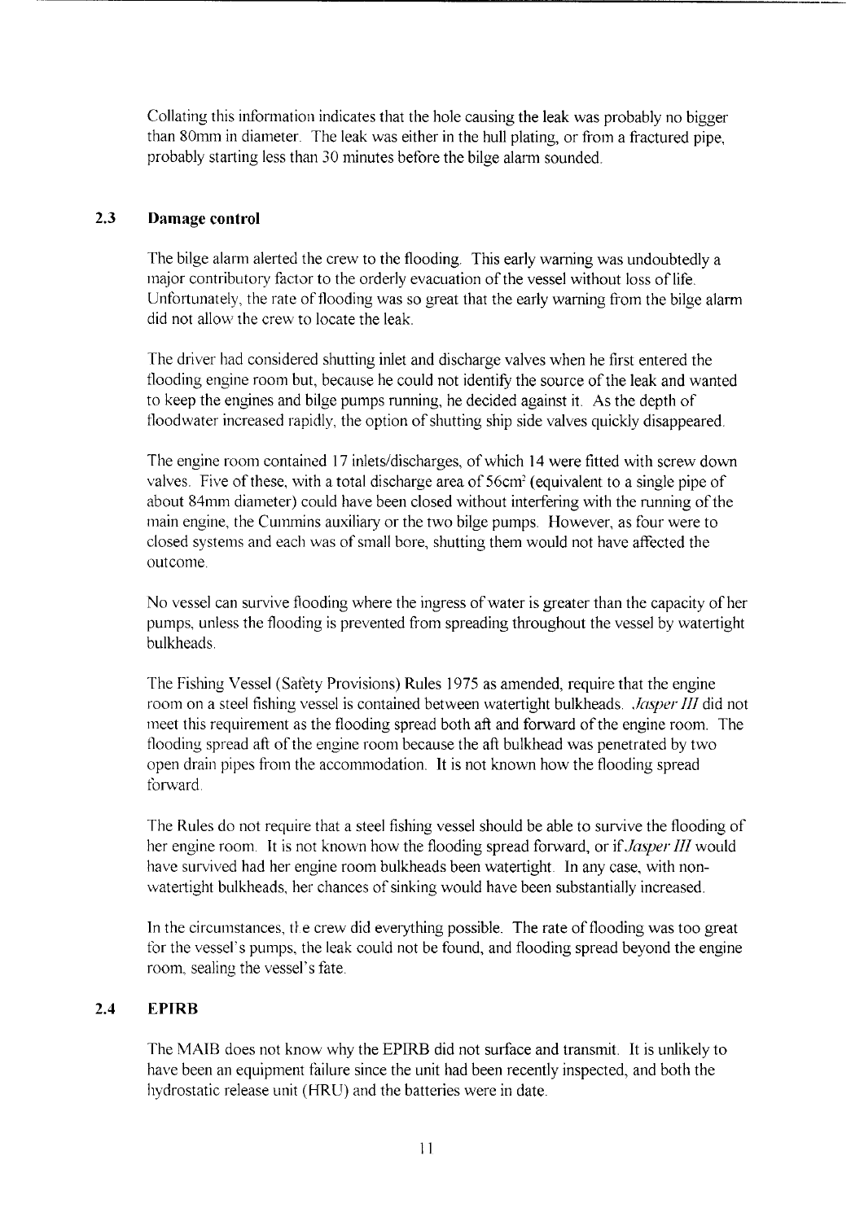Collating this information indicates that the hole causing the leak was probably no bigger than 80mm in diameter. The leak was either in the hull plating, or from a fractured pipe, probably starting less than 30 minutes before the bilge alarm sounded.

## 2.3 Damage control

The bilge alarm alerted the crew to the flooding. This early warning was undoubtedly a major contributory factor to the orderly evacuation of the vessel without loss of life. Unfortunately, the rate of flooding was so great that the early warning from the bilge alarm did not allow the crew to locate the leak.

The driver had considered shutting inlet and discharge valves when he first entered the flooding engine room but, because he could not identify the source of the leak and wanted to keep the engines and bilge pumps running, he decided against it. As the depth of floodwater increased rapidly, the option of shutting ship side valves quickly disappeared.

The engine room contained 17 inlets/discharges, of which 14 were fitted with screw down valves. Five of these, with a total discharge area of 56cm$^2$ (equivalent to a single pipe of about 84mm diameter) could have been closed without interfering with the running of the main engine, the Cummins auxiliary or the two bilge pumps. However, as four were to closed systems and each was of small bore, shutting them would not have affected the outcome.

No vessel can survive flooding where the ingress of water is greater than the capacity of her pumps, unless the flooding is prevented from spreading throughout the vessel by watertight bulkheads.

The Fishing Vessel (Safety Provisions) Rules 1975 as amended, require that the engine room on a steel fishing vessel is contained between watertight bulkheads. *Jasper III* did not meet this requirement as the flooding spread both aft and forward of the engine room. The flooding spread aft of the engine room because the aft bulkhead was penetrated by two open drain pipes from the accommodation. It is not known how the flooding spread forward.

The Rules do not require that a steel fishing vessel should be able to survive the flooding of her engine room. It is not known how the flooding spread forward, or if *Jasper III* would have survived had her engine room bulkheads been watertight. In any case, with non-watertight bulkheads, her chances of sinking would have been substantially increased.

In the circumstances, the crew did everything possible. The rate of flooding was too great for the vessel's pumps, the leak could not be found, and flooding spread beyond the engine room, sealing the vessel's fate.

## 2.4 EPIRB

The MAIB does not know why the EPIRB did not surface and transmit. It is unlikely to have been an equipment failure since the unit had been recently inspected, and both the hydrostatic release unit (HRU) and the batteries were in date.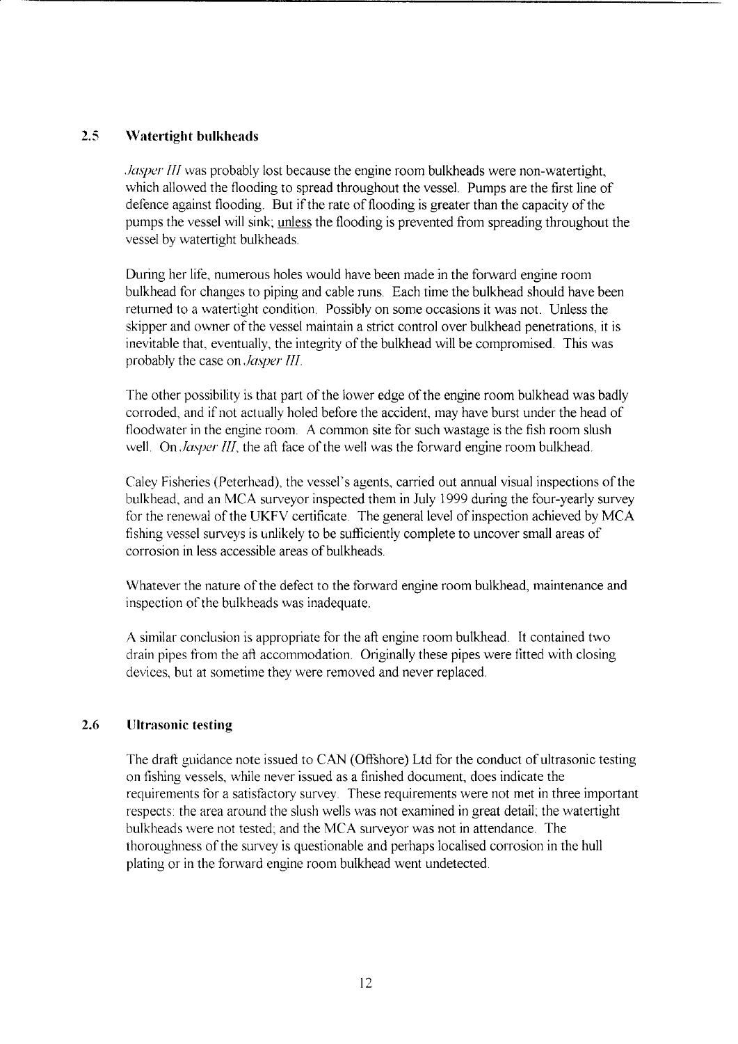## 2.5 Watertight bulkheads

*Jasper III* was probably lost because the engine room bulkheads were non-watertight, which allowed the flooding to spread throughout the vessel. Pumps are the first line of defence against flooding. But if the rate of flooding is greater than the capacity of the pumps the vessel will sink; unless the flooding is prevented from spreading throughout the vessel by watertight bulkheads.

During her life, numerous holes would have been made in the forward engine room bulkhead for changes to piping and cable runs. Each time the bulkhead should have been returned to a watertight condition. Possibly on some occasions it was not. Unless the skipper and owner of the vessel maintain a strict control over bulkhead penetrations, it is inevitable that, eventually, the integrity of the bulkhead will be compromised. This was probably the case on *Jasper III*.

The other possibility is that part of the lower edge of the engine room bulkhead was badly corroded, and if not actually holed before the accident, may have burst under the head of floodwater in the engine room. A common site for such wastage is the fish room slush well. On *Jasper III*, the aft face of the well was the forward engine room bulkhead.

Caley Fisheries (Peterhead), the vessel's agents, carried out annual visual inspections of the bulkhead, and an MCA surveyor inspected them in July 1999 during the four-yearly survey for the renewal of the UKFV certificate. The general level of inspection achieved by MCA fishing vessel surveys is unlikely to be sufficiently complete to uncover small areas of corrosion in less accessible areas of bulkheads.

Whatever the nature of the defect to the forward engine room bulkhead, maintenance and inspection of the bulkheads was inadequate.

A similar conclusion is appropriate for the aft engine room bulkhead. It contained two drain pipes from the aft accommodation. Originally these pipes were fitted with closing devices, but at sometime they were removed and never replaced.

## 2.6 Ultrasonic testing

The draft guidance note issued to CAN (Offshore) Ltd for the conduct of ultrasonic testing on fishing vessels, while never issued as a finished document, does indicate the requirements for a satisfactory survey. These requirements were not met in three important respects: the area around the slush wells was not examined in great detail; the watertight bulkheads were not tested; and the MCA surveyor was not in attendance. The thoroughness of the survey is questionable and perhaps localised corrosion in the hull plating or in the forward engine room bulkhead went undetected.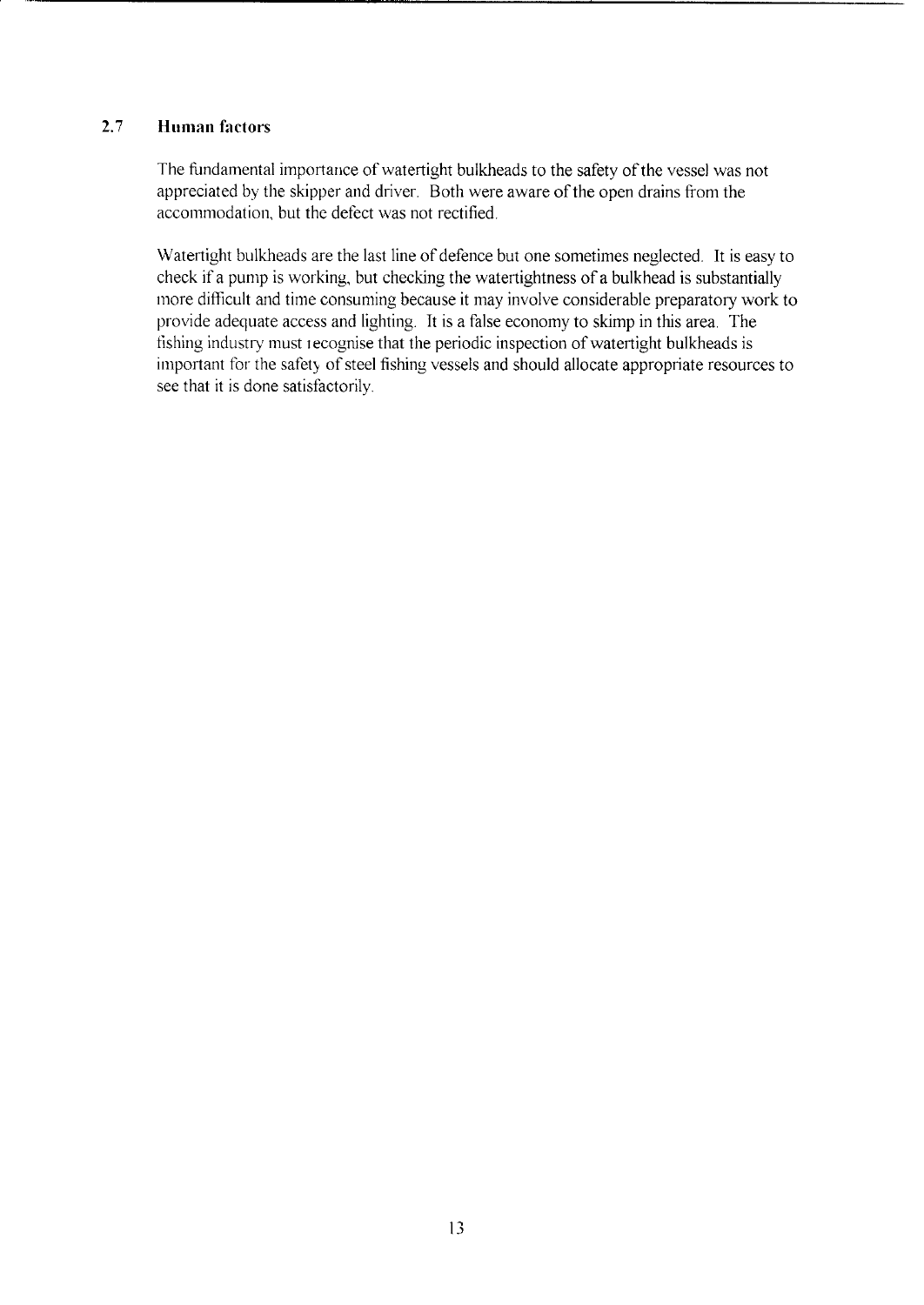## 2.7 Human factors

The fundamental importance of watertight bulkheads to the safety of the vessel was not appreciated by the skipper and driver. Both were aware of the open drains from the accommodation, but the defect was not rectified.

Watertight bulkheads are the last line of defence but one sometimes neglected. It is easy to check if a pump is working, but checking the watertightness of a bulkhead is substantially more difficult and time consuming because it may involve considerable preparatory work to provide adequate access and lighting. It is a false economy to skimp in this area. The fishing industry must recognise that the periodic inspection of watertight bulkheads is important for the safety of steel fishing vessels and should allocate appropriate resources to see that it is done satisfactorily.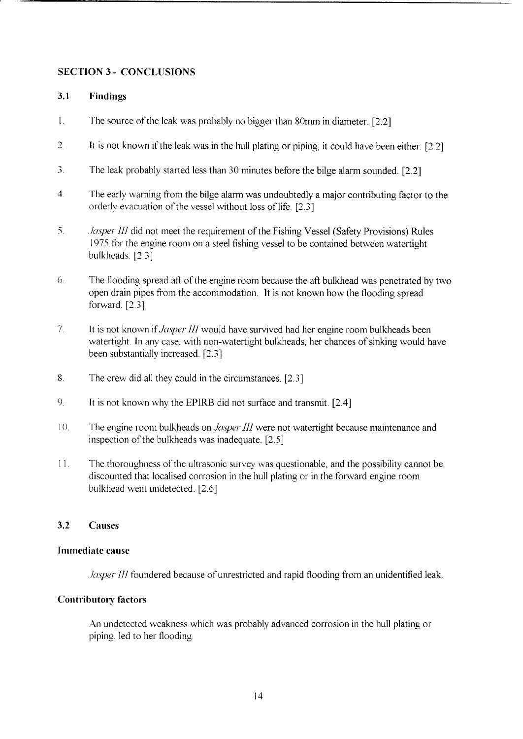## SECTION 3 - CONCLUSIONS

### 3.1 Findings

1. The source of the leak was probably no bigger than 80mm in diameter. [2.2]

2. It is not known if the leak was in the hull plating or piping, it could have been either. [2.2]

3. The leak probably started less than 30 minutes before the bilge alarm sounded. [2.2]

4. The early warning from the bilge alarm was undoubtedly a major contributing factor to the orderly evacuation of the vessel without loss of life. [2.3]

5. *Jasper III* did not meet the requirement of the Fishing Vessel (Safety Provisions) Rules 1975 for the engine room on a steel fishing vessel to be contained between watertight bulkheads. [2.3]

6. The flooding spread aft of the engine room because the aft bulkhead was penetrated by two open drain pipes from the accommodation. It is not known how the flooding spread forward. [2.3]

7. It is not known if *Jasper III* would have survived had her engine room bulkheads been watertight. In any case, with non-watertight bulkheads, her chances of sinking would have been substantially increased. [2.3]

8. The crew did all they could in the circumstances. [2.3]

9. It is not known why the EPIRB did not surface and transmit. [2.4]

10. The engine room bulkheads on *Jasper III* were not watertight because maintenance and inspection of the bulkheads was inadequate. [2.5]

11. The thoroughness of the ultrasonic survey was questionable, and the possibility cannot be discounted that localised corrosion in the hull plating or in the forward engine room bulkhead went undetected. [2.6]

### 3.2 Causes

#### Immediate cause

*Jasper III* foundered because of unrestricted and rapid flooding from an unidentified leak.

#### Contributory factors

An undetected weakness which was probably advanced corrosion in the hull plating or piping, led to her flooding.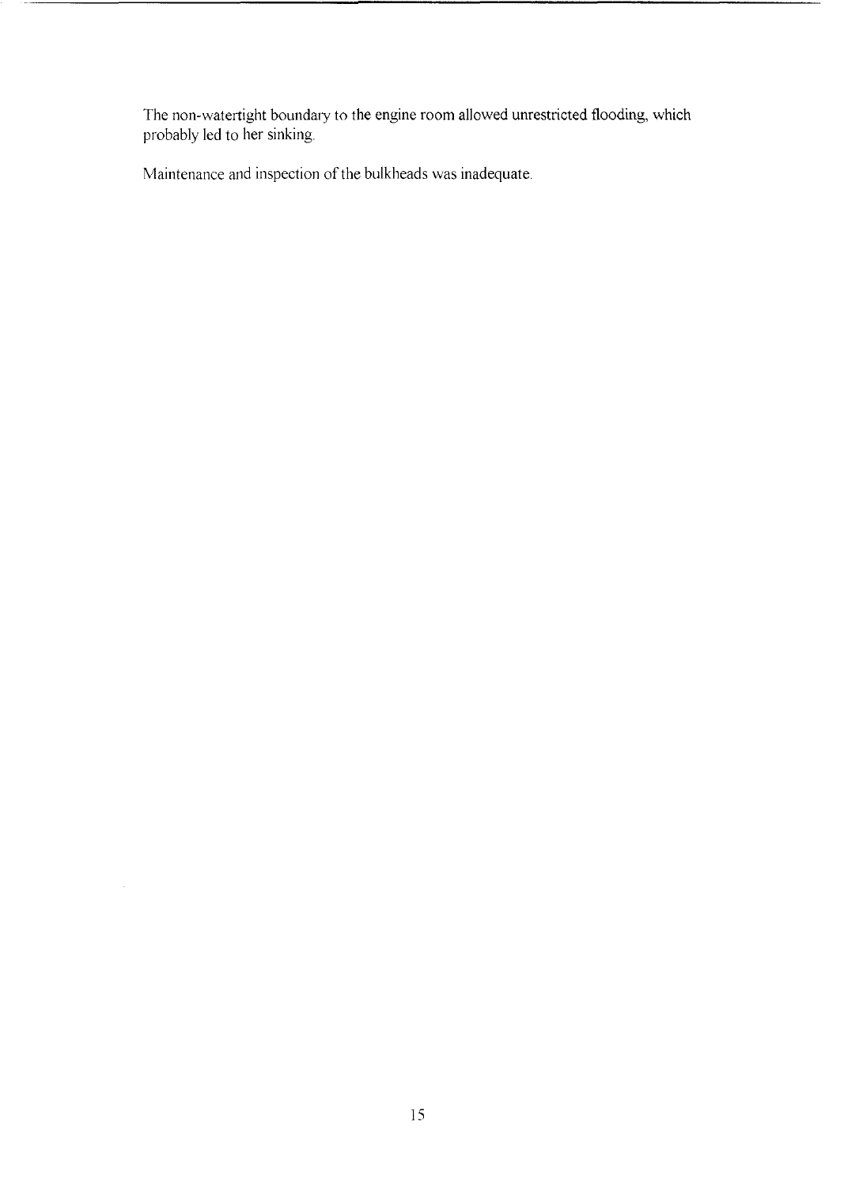The non-watertight boundary to the engine room allowed unrestricted flooding, which probably led to her sinking.

Maintenance and inspection of the bulkheads was inadequate.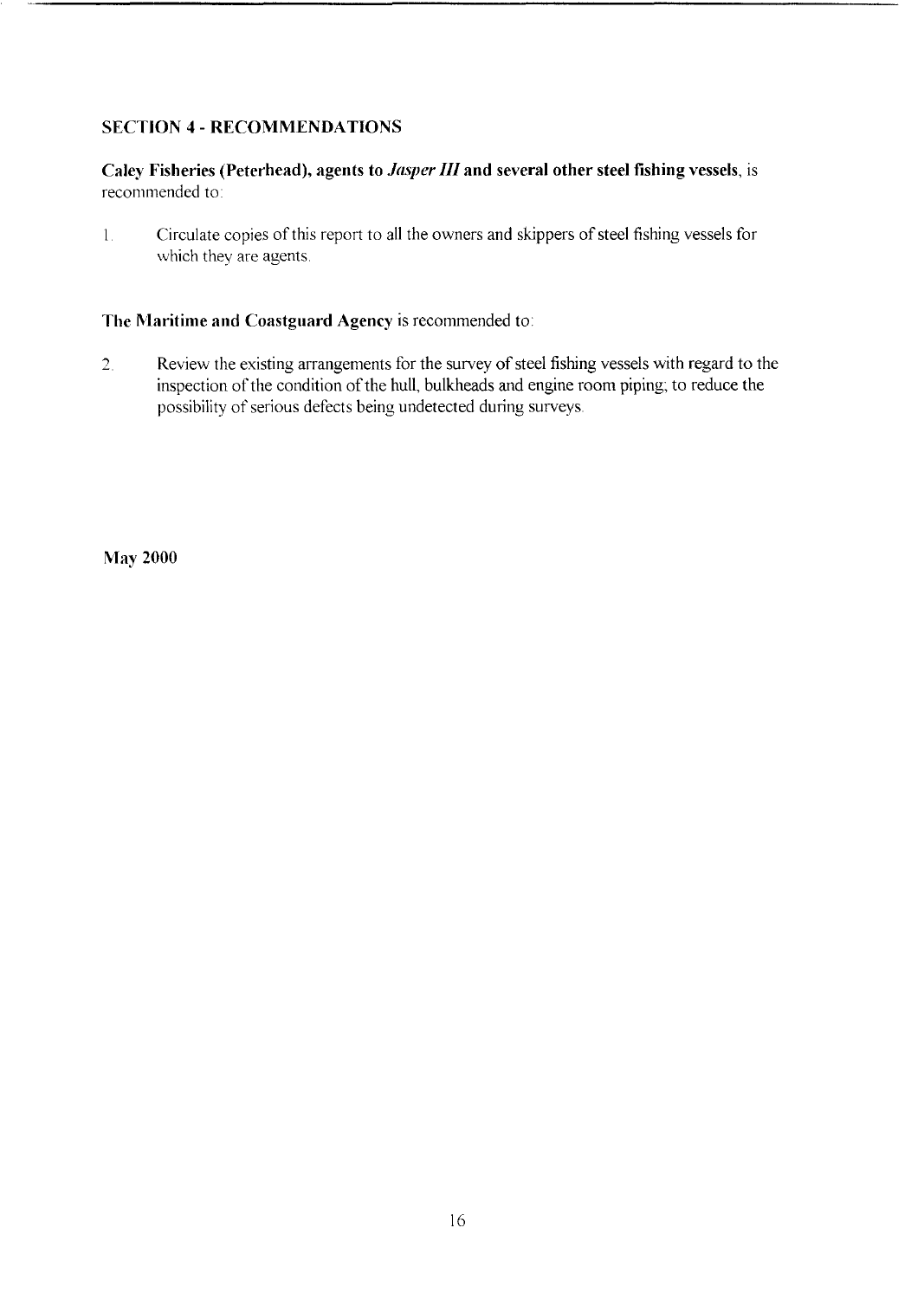## SECTION 4 - RECOMMENDATIONS

**Caley Fisheries (Peterhead), agents to *Jasper III* and several other steel fishing vessels**, is recommended to:

1. Circulate copies of this report to all the owners and skippers of steel fishing vessels for which they are agents.

**The Maritime and Coastguard Agency** is recommended to:

2. Review the existing arrangements for the survey of steel fishing vessels with regard to the inspection of the condition of the hull, bulkheads and engine room piping; to reduce the possibility of serious defects being undetected during surveys.

**May 2000**